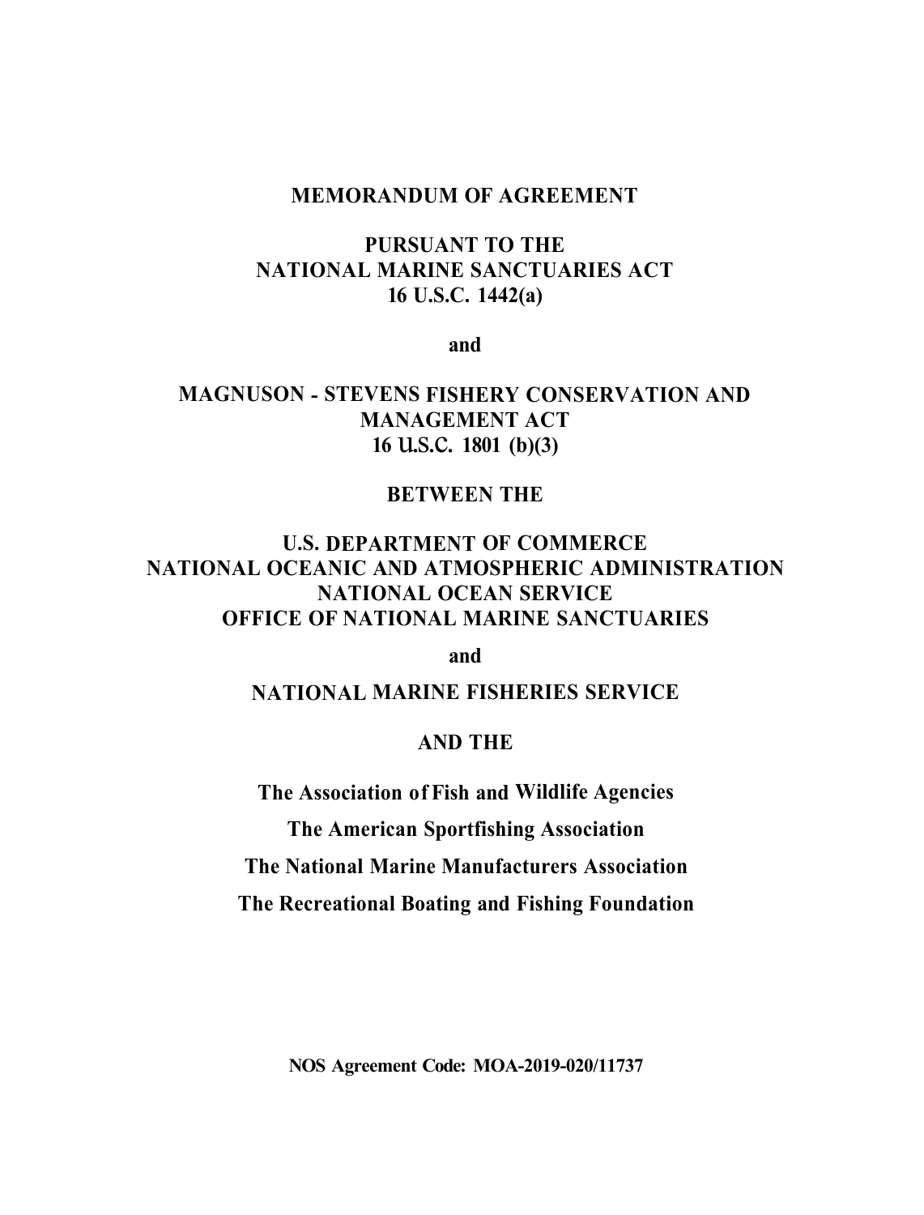**MEMORANDUM OF AGREEMENT**

**PURSUANT TO THE**
**NATIONAL MARINE SANCTUARIES ACT**
**16 U.S.C. 1442(a)**

**and**

**MAGNUSON - STEVENS FISHERY CONSERVATION AND MANAGEMENT ACT**
**16 U.S.C. 1801 (b)(3)**

**BETWEEN THE**

**U.S. DEPARTMENT OF COMMERCE**
**NATIONAL OCEANIC AND ATMOSPHERIC ADMINISTRATION**
**NATIONAL OCEAN SERVICE**
**OFFICE OF NATIONAL MARINE SANCTUARIES**

**and**

**NATIONAL MARINE FISHERIES SERVICE**

**AND THE**

**The Association of Fish and Wildlife Agencies**

**The American Sportfishing Association**

**The National Marine Manufacturers Association**

**The Recreational Boating and Fishing Foundation**

**NOS Agreement Code: MOA-2019-020/11737**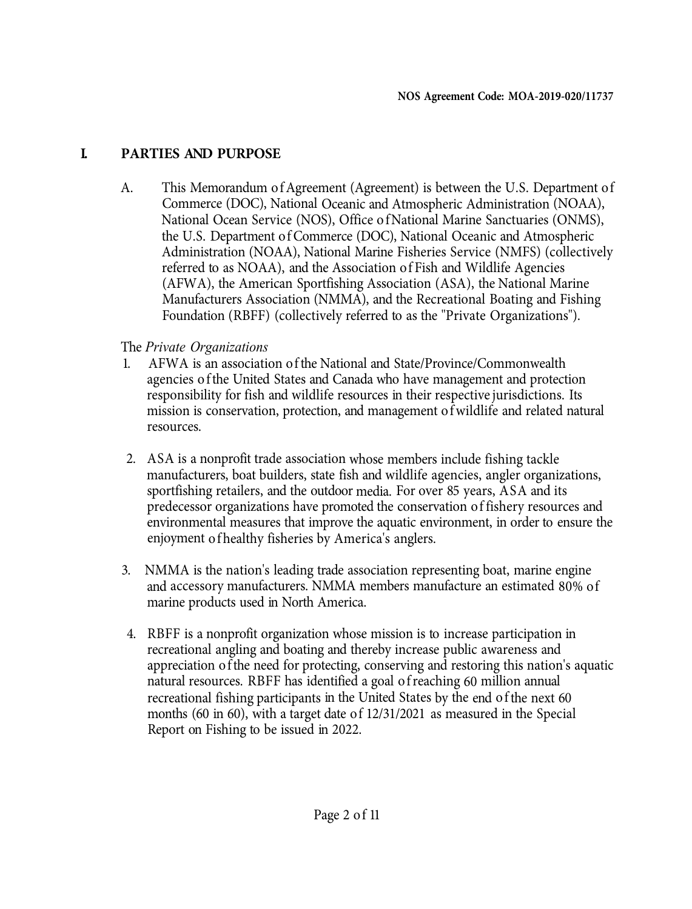NOS Agreement Code: MOA-2019-020/11737

## I. PARTIES AND PURPOSE

A. This Memorandum of Agreement (Agreement) is between the U.S. Department of Commerce (DOC), National Oceanic and Atmospheric Administration (NOAA), National Ocean Service (NOS), Office of National Marine Sanctuaries (ONMS), the U.S. Department of Commerce (DOC), National Oceanic and Atmospheric Administration (NOAA), National Marine Fisheries Service (NMFS) (collectively referred to as NOAA), and the Association of Fish and Wildlife Agencies (AFWA), the American Sportfishing Association (ASA), the National Marine Manufacturers Association (NMMA), and the Recreational Boating and Fishing Foundation (RBFF) (collectively referred to as the "Private Organizations").

The *Private Organizations*

1. AFWA is an association of the National and State/Province/Commonwealth agencies of the United States and Canada who have management and protection responsibility for fish and wildlife resources in their respective jurisdictions. Its mission is conservation, protection, and management of wildlife and related natural resources.

2. ASA is a nonprofit trade association whose members include fishing tackle manufacturers, boat builders, state fish and wildlife agencies, angler organizations, sportfishing retailers, and the outdoor media. For over 85 years, ASA and its predecessor organizations have promoted the conservation of fishery resources and environmental measures that improve the aquatic environment, in order to ensure the enjoyment of healthy fisheries by America's anglers.

3. NMMA is the nation's leading trade association representing boat, marine engine and accessory manufacturers. NMMA members manufacture an estimated 80% of marine products used in North America.

4. RBFF is a nonprofit organization whose mission is to increase participation in recreational angling and boating and thereby increase public awareness and appreciation of the need for protecting, conserving and restoring this nation's aquatic natural resources. RBFF has identified a goal of reaching 60 million annual recreational fishing participants in the United States by the end of the next 60 months (60 in 60), with a target date of 12/31/2021 as measured in the Special Report on Fishing to be issued in 2022.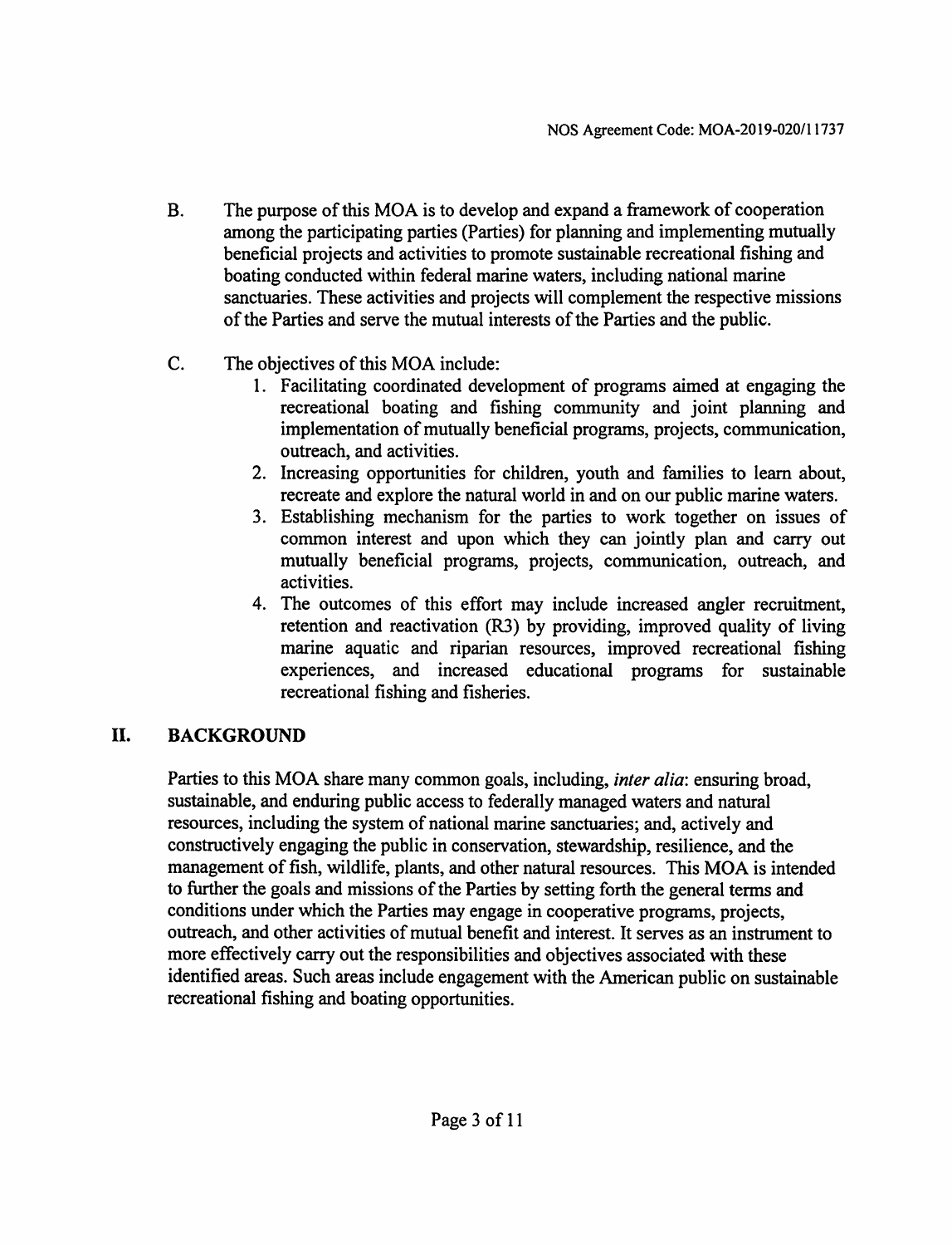B. The purpose of this MOA is to develop and expand a framework of cooperation among the participating parties (Parties) for planning and implementing mutually beneficial projects and activities to promote sustainable recreational fishing and boating conducted within federal marine waters, including national marine sanctuaries. These activities and projects will complement the respective missions of the Parties and serve the mutual interests of the Parties and the public.

C. The objectives of this MOA include:

1. Facilitating coordinated development of programs aimed at engaging the recreational boating and fishing community and joint planning and implementation of mutually beneficial programs, projects, communication, outreach, and activities.
2. Increasing opportunities for children, youth and families to learn about, recreate and explore the natural world in and on our public marine waters.
3. Establishing mechanism for the parties to work together on issues of common interest and upon which they can jointly plan and carry out mutually beneficial programs, projects, communication, outreach, and activities.
4. The outcomes of this effort may include increased angler recruitment, retention and reactivation (R3) by providing, improved quality of living marine aquatic and riparian resources, improved recreational fishing experiences, and increased educational programs for sustainable recreational fishing and fisheries.

## II. BACKGROUND

Parties to this MOA share many common goals, including, *inter alia*: ensuring broad, sustainable, and enduring public access to federally managed waters and natural resources, including the system of national marine sanctuaries; and, actively and constructively engaging the public in conservation, stewardship, resilience, and the management of fish, wildlife, plants, and other natural resources. This MOA is intended to further the goals and missions of the Parties by setting forth the general terms and conditions under which the Parties may engage in cooperative programs, projects, outreach, and other activities of mutual benefit and interest. It serves as an instrument to more effectively carry out the responsibilities and objectives associated with these identified areas. Such areas include engagement with the American public on sustainable recreational fishing and boating opportunities.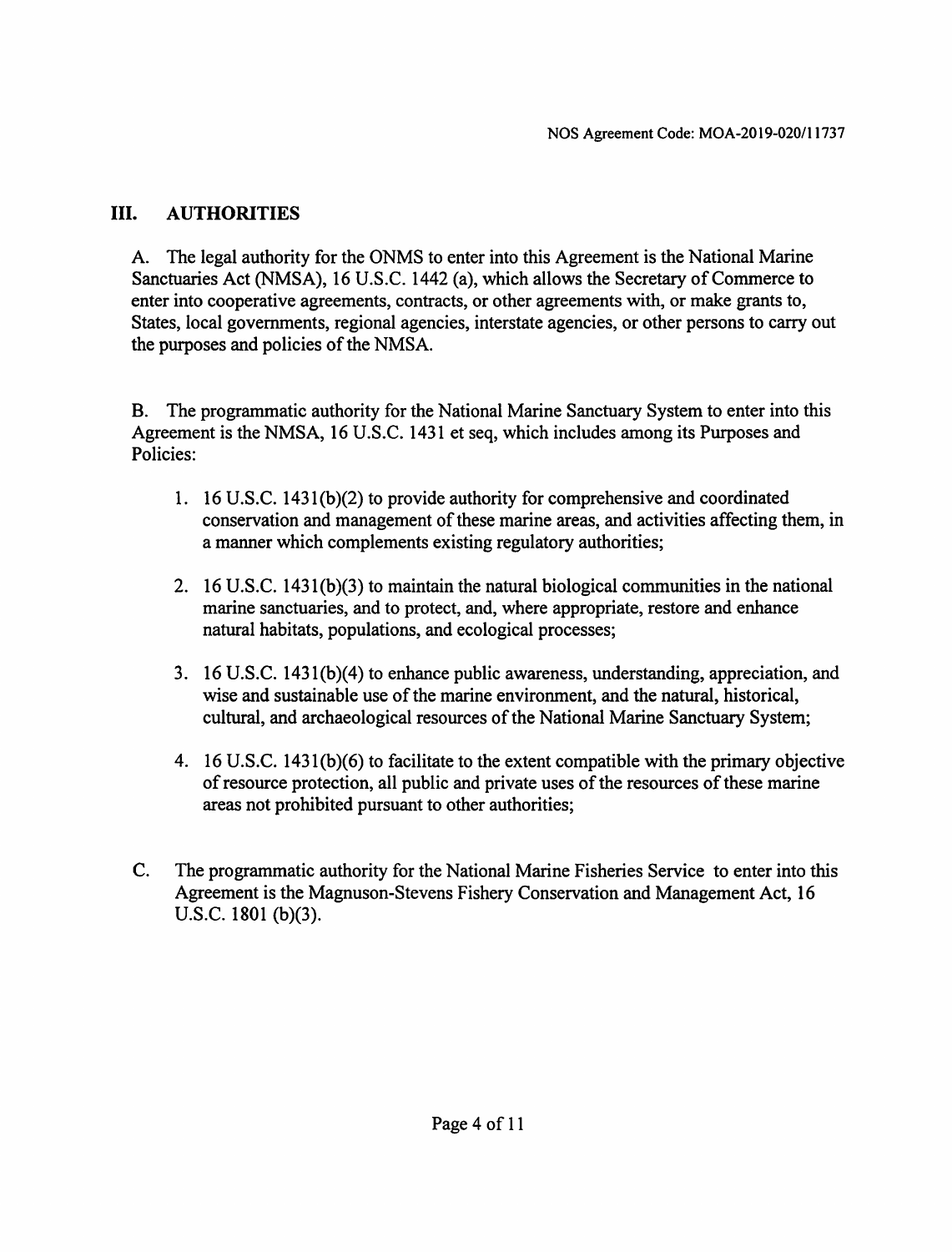## III. AUTHORITIES

A. The legal authority for the ONMS to enter into this Agreement is the National Marine Sanctuaries Act (NMSA), 16 U.S.C. 1442 (a), which allows the Secretary of Commerce to enter into cooperative agreements, contracts, or other agreements with, or make grants to, States, local governments, regional agencies, interstate agencies, or other persons to carry out the purposes and policies of the NMSA.

B. The programmatic authority for the National Marine Sanctuary System to enter into this Agreement is the NMSA, 16 U.S.C. 1431 et seq, which includes among its Purposes and Policies:

1. 16 U.S.C. 1431(b)(2) to provide authority for comprehensive and coordinated conservation and management of these marine areas, and activities affecting them, in a manner which complements existing regulatory authorities;

2. 16 U.S.C. 1431(b)(3) to maintain the natural biological communities in the national marine sanctuaries, and to protect, and, where appropriate, restore and enhance natural habitats, populations, and ecological processes;

3. 16 U.S.C. 1431(b)(4) to enhance public awareness, understanding, appreciation, and wise and sustainable use of the marine environment, and the natural, historical, cultural, and archaeological resources of the National Marine Sanctuary System;

4. 16 U.S.C. 1431(b)(6) to facilitate to the extent compatible with the primary objective of resource protection, all public and private uses of the resources of these marine areas not prohibited pursuant to other authorities;

C. The programmatic authority for the National Marine Fisheries Service to enter into this Agreement is the Magnuson-Stevens Fishery Conservation and Management Act, 16 U.S.C. 1801 (b)(3).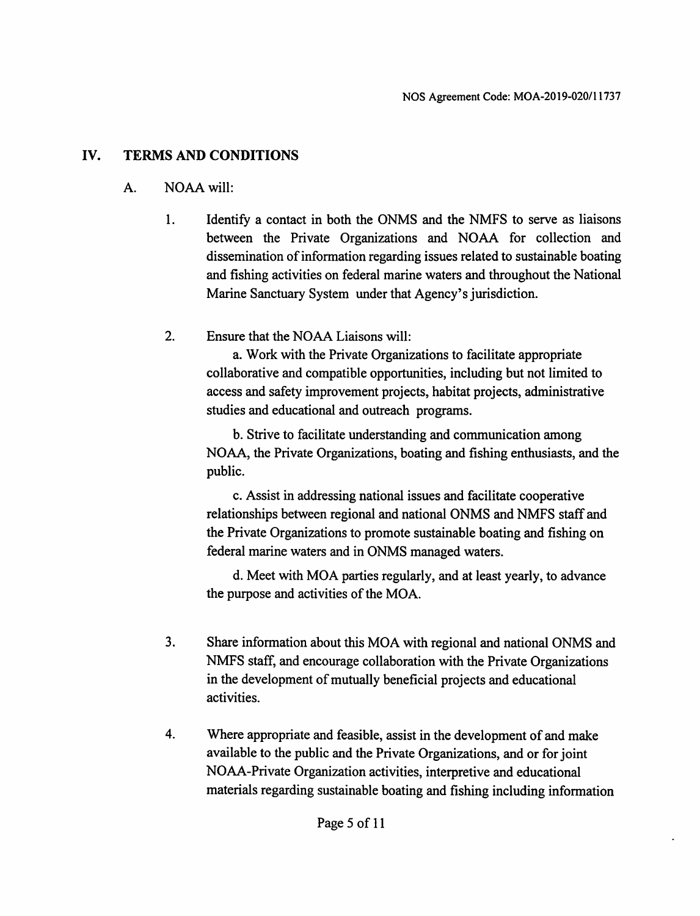## IV. TERMS AND CONDITIONS

A. NOAA will:

1. Identify a contact in both the ONMS and the NMFS to serve as liaisons between the Private Organizations and NOAA for collection and dissemination of information regarding issues related to sustainable boating and fishing activities on federal marine waters and throughout the National Marine Sanctuary System under that Agency's jurisdiction.

2. Ensure that the NOAA Liaisons will:

   a. Work with the Private Organizations to facilitate appropriate collaborative and compatible opportunities, including but not limited to access and safety improvement projects, habitat projects, administrative studies and educational and outreach programs.

   b. Strive to facilitate understanding and communication among NOAA, the Private Organizations, boating and fishing enthusiasts, and the public.

   c. Assist in addressing national issues and facilitate cooperative relationships between regional and national ONMS and NMFS staff and the Private Organizations to promote sustainable boating and fishing on federal marine waters and in ONMS managed waters.

   d. Meet with MOA parties regularly, and at least yearly, to advance the purpose and activities of the MOA.

3. Share information about this MOA with regional and national ONMS and NMFS staff, and encourage collaboration with the Private Organizations in the development of mutually beneficial projects and educational activities.

4. Where appropriate and feasible, assist in the development of and make available to the public and the Private Organizations, and or for joint NOAA-Private Organization activities, interpretive and educational materials regarding sustainable boating and fishing including information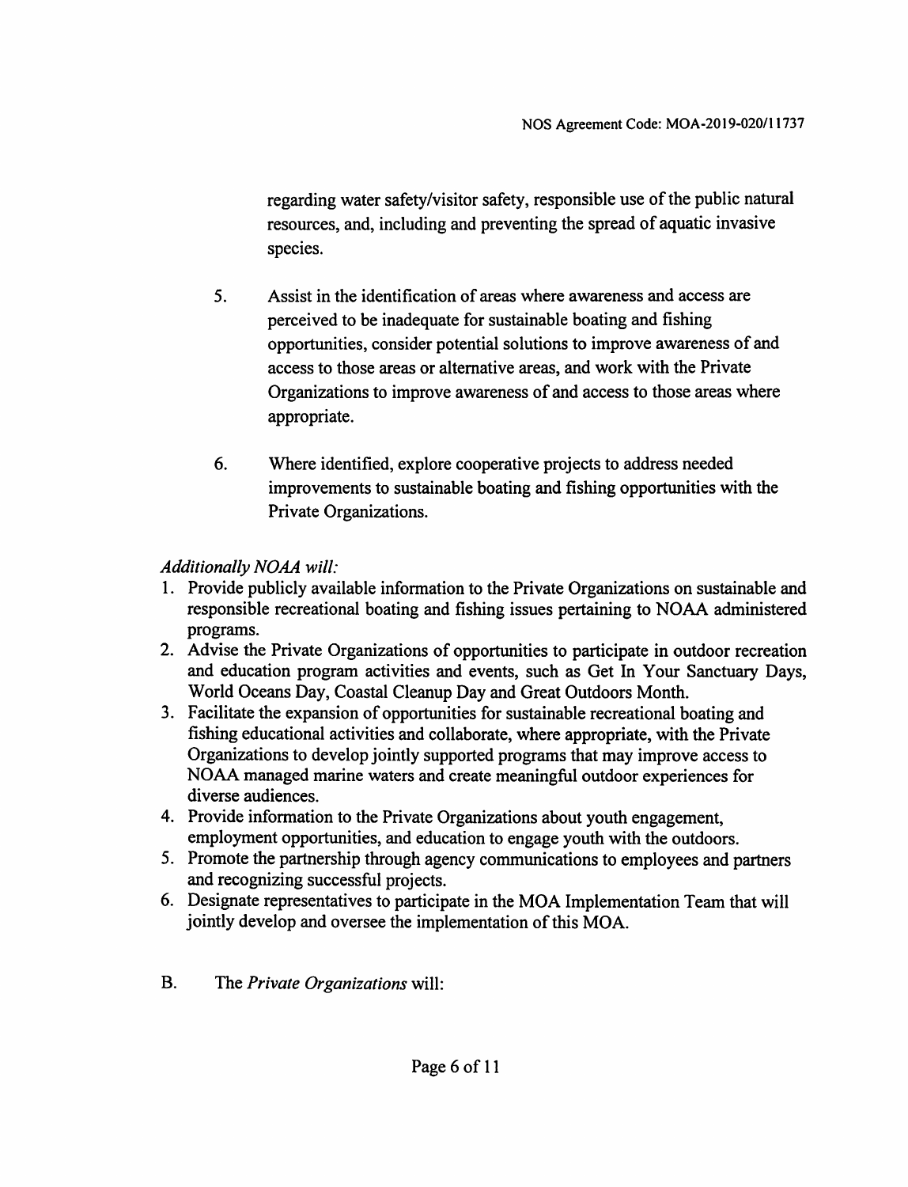regarding water safety/visitor safety, responsible use of the public natural resources, and, including and preventing the spread of aquatic invasive species.

5. Assist in the identification of areas where awareness and access are perceived to be inadequate for sustainable boating and fishing opportunities, consider potential solutions to improve awareness of and access to those areas or alternative areas, and work with the Private Organizations to improve awareness of and access to those areas where appropriate.

6. Where identified, explore cooperative projects to address needed improvements to sustainable boating and fishing opportunities with the Private Organizations.

*Additionally NOAA will:*

1. Provide publicly available information to the Private Organizations on sustainable and responsible recreational boating and fishing issues pertaining to NOAA administered programs.
2. Advise the Private Organizations of opportunities to participate in outdoor recreation and education program activities and events, such as Get In Your Sanctuary Days, World Oceans Day, Coastal Cleanup Day and Great Outdoors Month.
3. Facilitate the expansion of opportunities for sustainable recreational boating and fishing educational activities and collaborate, where appropriate, with the Private Organizations to develop jointly supported programs that may improve access to NOAA managed marine waters and create meaningful outdoor experiences for diverse audiences.
4. Provide information to the Private Organizations about youth engagement, employment opportunities, and education to engage youth with the outdoors.
5. Promote the partnership through agency communications to employees and partners and recognizing successful projects.
6. Designate representatives to participate in the MOA Implementation Team that will jointly develop and oversee the implementation of this MOA.

B. The *Private Organizations* will: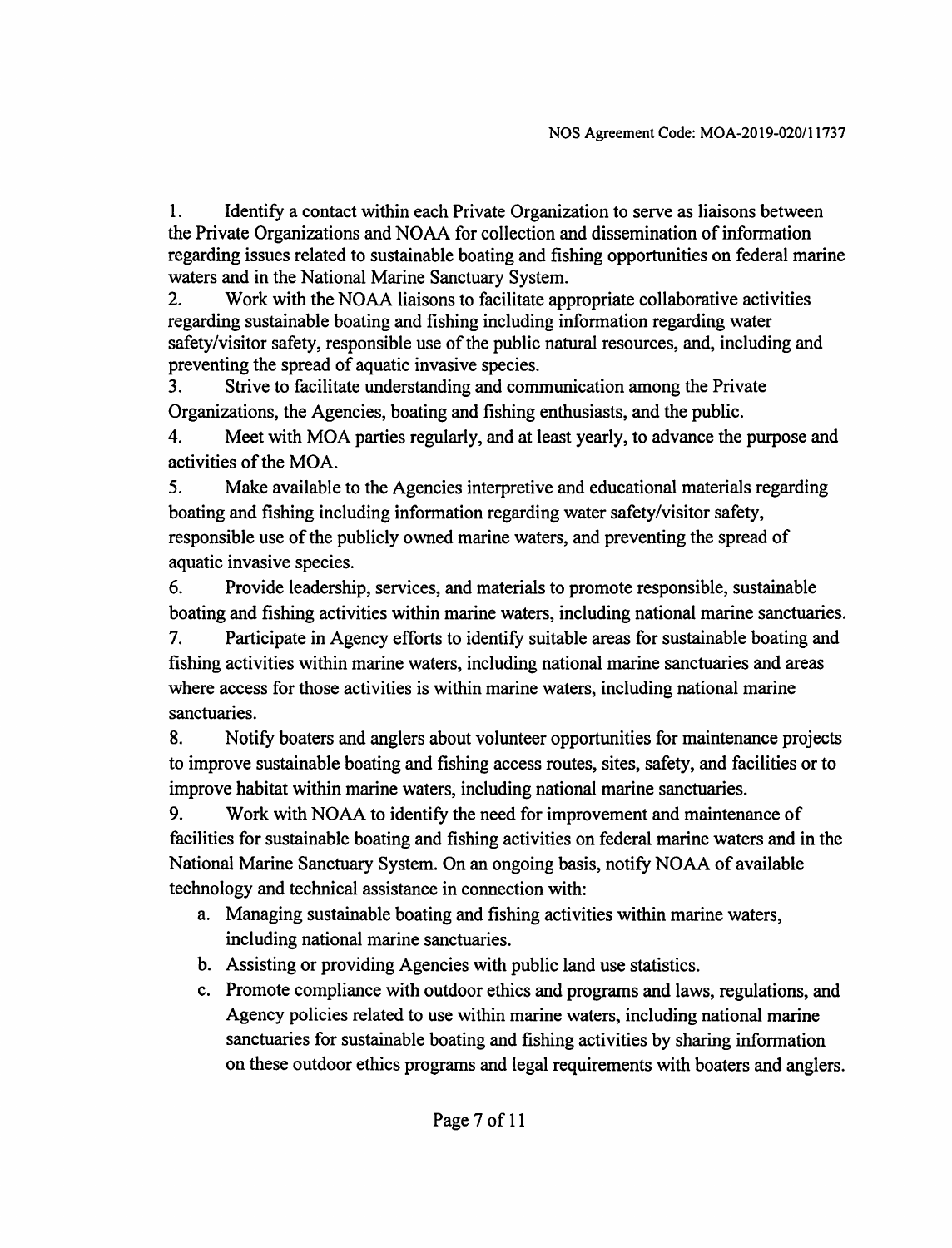1. Identify a contact within each Private Organization to serve as liaisons between the Private Organizations and NOAA for collection and dissemination of information regarding issues related to sustainable boating and fishing opportunities on federal marine waters and in the National Marine Sanctuary System.
2. Work with the NOAA liaisons to facilitate appropriate collaborative activities regarding sustainable boating and fishing including information regarding water safety/visitor safety, responsible use of the public natural resources, and, including and preventing the spread of aquatic invasive species.
3. Strive to facilitate understanding and communication among the Private Organizations, the Agencies, boating and fishing enthusiasts, and the public.
4. Meet with MOA parties regularly, and at least yearly, to advance the purpose and activities of the MOA.
5. Make available to the Agencies interpretive and educational materials regarding boating and fishing including information regarding water safety/visitor safety, responsible use of the publicly owned marine waters, and preventing the spread of aquatic invasive species.
6. Provide leadership, services, and materials to promote responsible, sustainable boating and fishing activities within marine waters, including national marine sanctuaries.
7. Participate in Agency efforts to identify suitable areas for sustainable boating and fishing activities within marine waters, including national marine sanctuaries and areas where access for those activities is within marine waters, including national marine sanctuaries.
8. Notify boaters and anglers about volunteer opportunities for maintenance projects to improve sustainable boating and fishing access routes, sites, safety, and facilities or to improve habitat within marine waters, including national marine sanctuaries.
9. Work with NOAA to identify the need for improvement and maintenance of facilities for sustainable boating and fishing activities on federal marine waters and in the National Marine Sanctuary System. On an ongoing basis, notify NOAA of available technology and technical assistance in connection with:
    a. Managing sustainable boating and fishing activities within marine waters, including national marine sanctuaries.
    b. Assisting or providing Agencies with public land use statistics.
    c. Promote compliance with outdoor ethics and programs and laws, regulations, and Agency policies related to use within marine waters, including national marine sanctuaries for sustainable boating and fishing activities by sharing information on these outdoor ethics programs and legal requirements with boaters and anglers.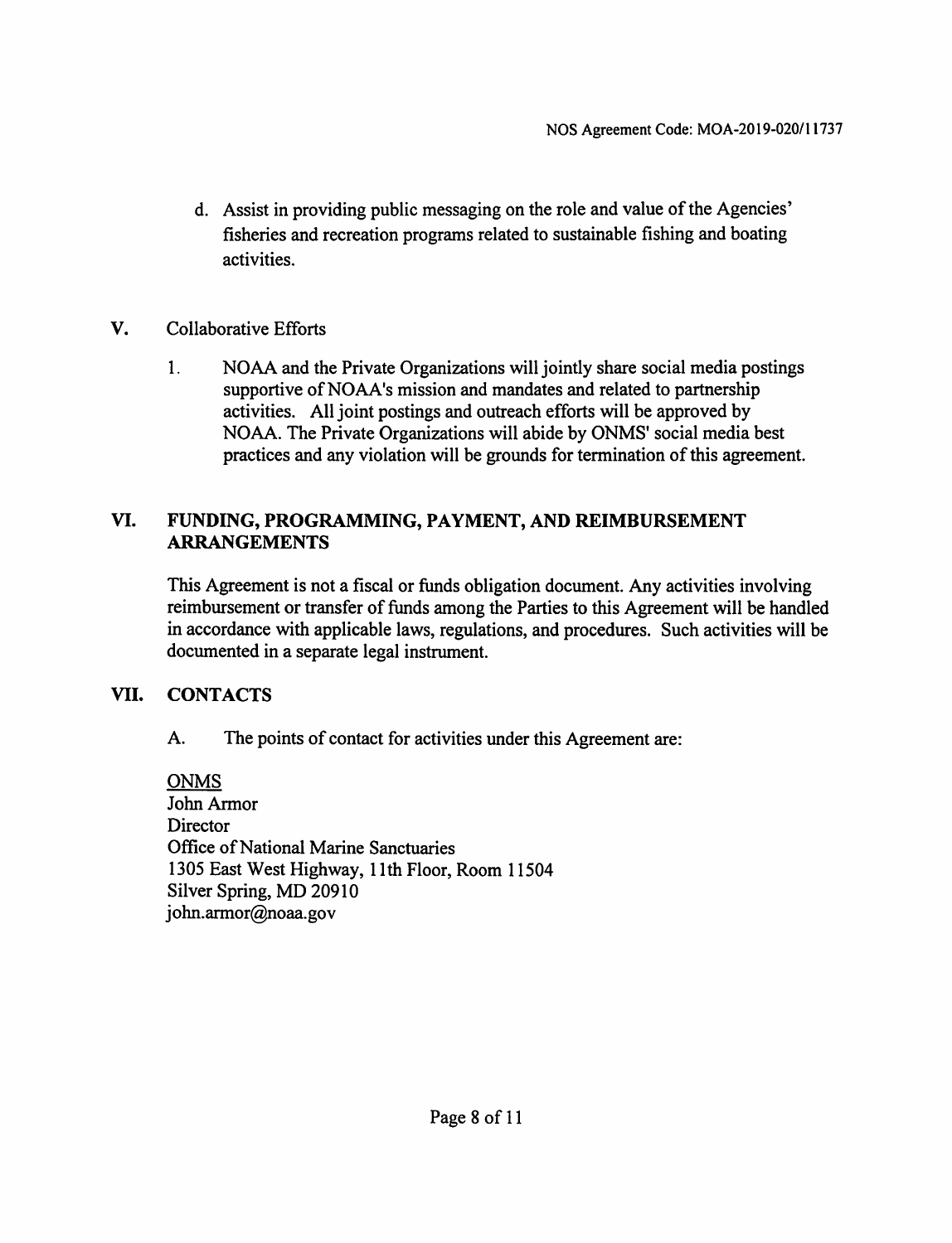d. Assist in providing public messaging on the role and value of the Agencies' fisheries and recreation programs related to sustainable fishing and boating activities.

## V. Collaborative Efforts

1. NOAA and the Private Organizations will jointly share social media postings supportive of NOAA's mission and mandates and related to partnership activities. All joint postings and outreach efforts will be approved by NOAA. The Private Organizations will abide by ONMS' social media best practices and any violation will be grounds for termination of this agreement.

## VI. FUNDING, PROGRAMMING, PAYMENT, AND REIMBURSEMENT ARRANGEMENTS

This Agreement is not a fiscal or funds obligation document. Any activities involving reimbursement or transfer of funds among the Parties to this Agreement will be handled in accordance with applicable laws, regulations, and procedures. Such activities will be documented in a separate legal instrument.

## VII. CONTACTS

A. The points of contact for activities under this Agreement are:

<u>ONMS</u>
John Armor
Director
Office of National Marine Sanctuaries
1305 East West Highway, 11th Floor, Room 11504
Silver Spring, MD 20910
john.armor@noaa.gov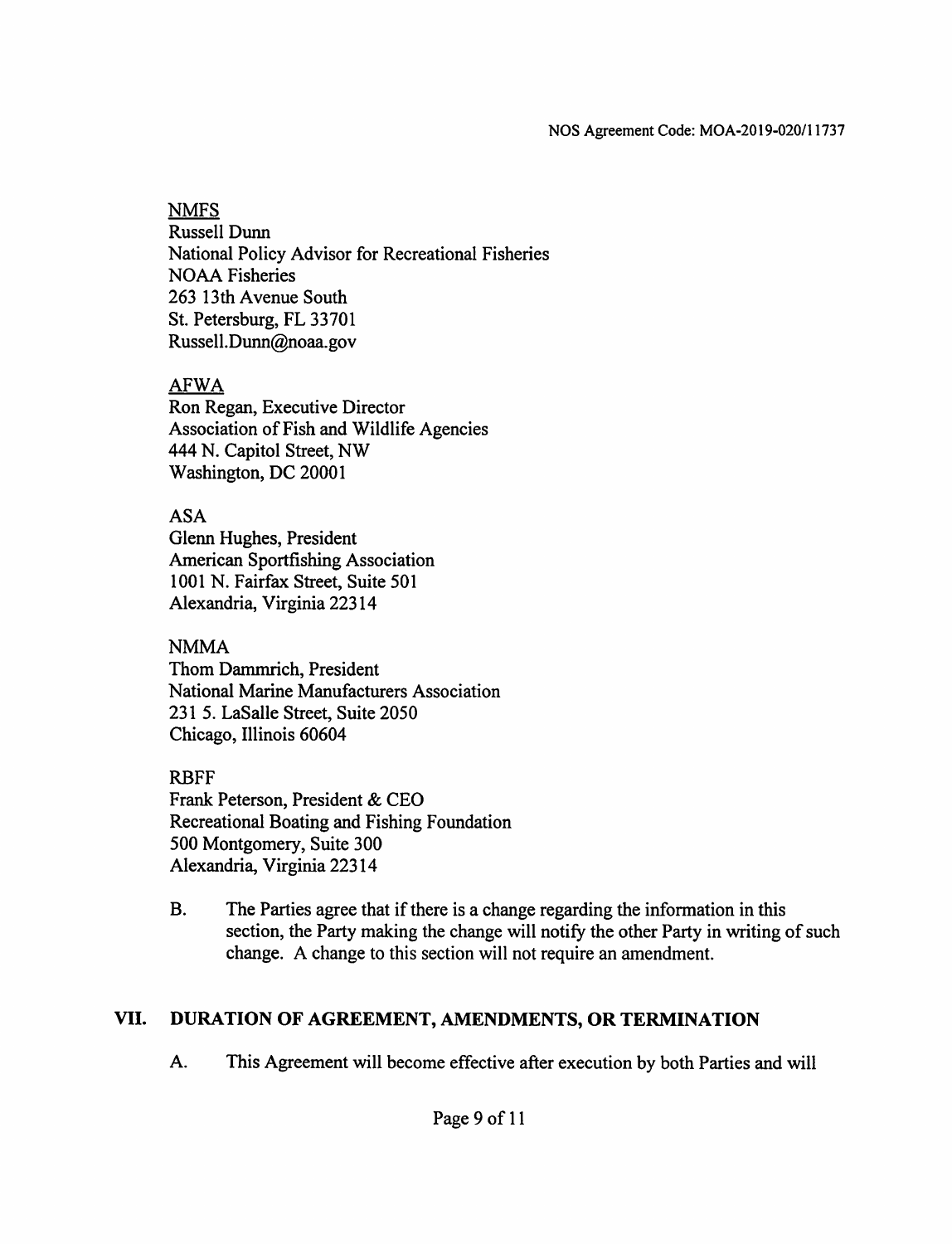NMFS
Russell Dunn
National Policy Advisor for Recreational Fisheries
NOAA Fisheries
263 13th Avenue South
St. Petersburg, FL 33701
Russell.Dunn@noaa.gov

AFWA
Ron Regan, Executive Director
Association of Fish and Wildlife Agencies
444 N. Capitol Street, NW
Washington, DC 20001

ASA
Glenn Hughes, President
American Sportfishing Association
1001 N. Fairfax Street, Suite 501
Alexandria, Virginia 22314

NMMA
Thom Dammrich, President
National Marine Manufacturers Association
231 5. LaSalle Street, Suite 2050
Chicago, Illinois 60604

RBFF
Frank Peterson, President & CEO
Recreational Boating and Fishing Foundation
500 Montgomery, Suite 300
Alexandria, Virginia 22314

B. The Parties agree that if there is a change regarding the information in this section, the Party making the change will notify the other Party in writing of such change. A change to this section will not require an amendment.

## VII. DURATION OF AGREEMENT, AMENDMENTS, OR TERMINATION

A. This Agreement will become effective after execution by both Parties and will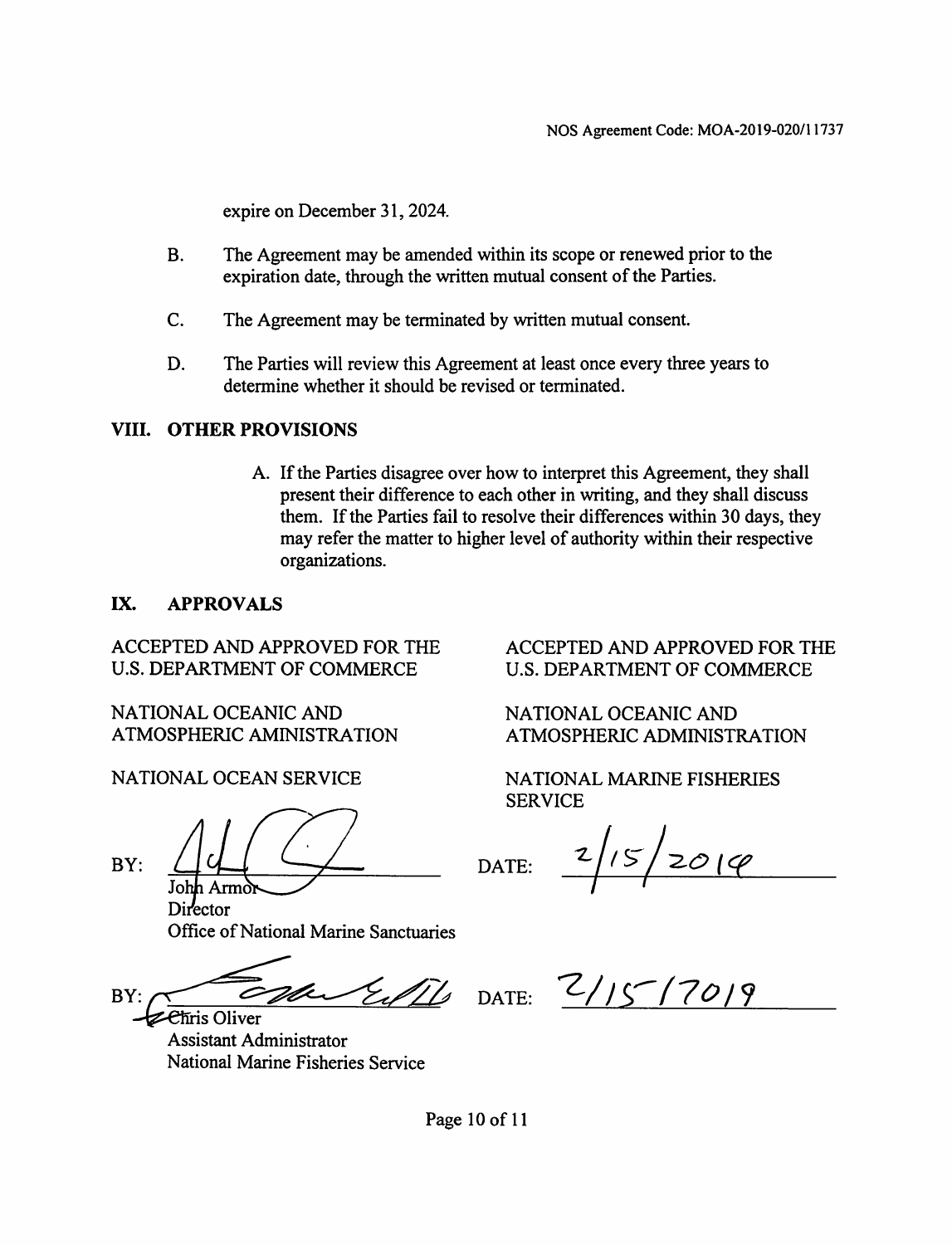expire on December 31, 2024.

B. The Agreement may be amended within its scope or renewed prior to the expiration date, through the written mutual consent of the Parties.

C. The Agreement may be terminated by written mutual consent.

D. The Parties will review this Agreement at least once every three years to determine whether it should be revised or terminated.

## VIII. OTHER PROVISIONS

A. If the Parties disagree over how to interpret this Agreement, they shall present their difference to each other in writing, and they shall discuss them. If the Parties fail to resolve their differences within 30 days, they may refer the matter to higher level of authority within their respective organizations.

## IX. APPROVALS

ACCEPTED AND APPROVED FOR THE U.S. DEPARTMENT OF COMMERCE

NATIONAL OCEANIC AND ATMOSPHERIC AMINISTRATION

NATIONAL OCEAN SERVICE

BY: ______________________
John Armor
Director
Office of National Marine Sanctuaries

DATE: 2/15/2019

ACCEPTED AND APPROVED FOR THE U.S. DEPARTMENT OF COMMERCE

NATIONAL OCEANIC AND ATMOSPHERIC ADMINISTRATION

NATIONAL MARINE FISHERIES SERVICE

BY: ______________________
Chris Oliver
Assistant Administrator
National Marine Fisheries Service

DATE: 2/15/2019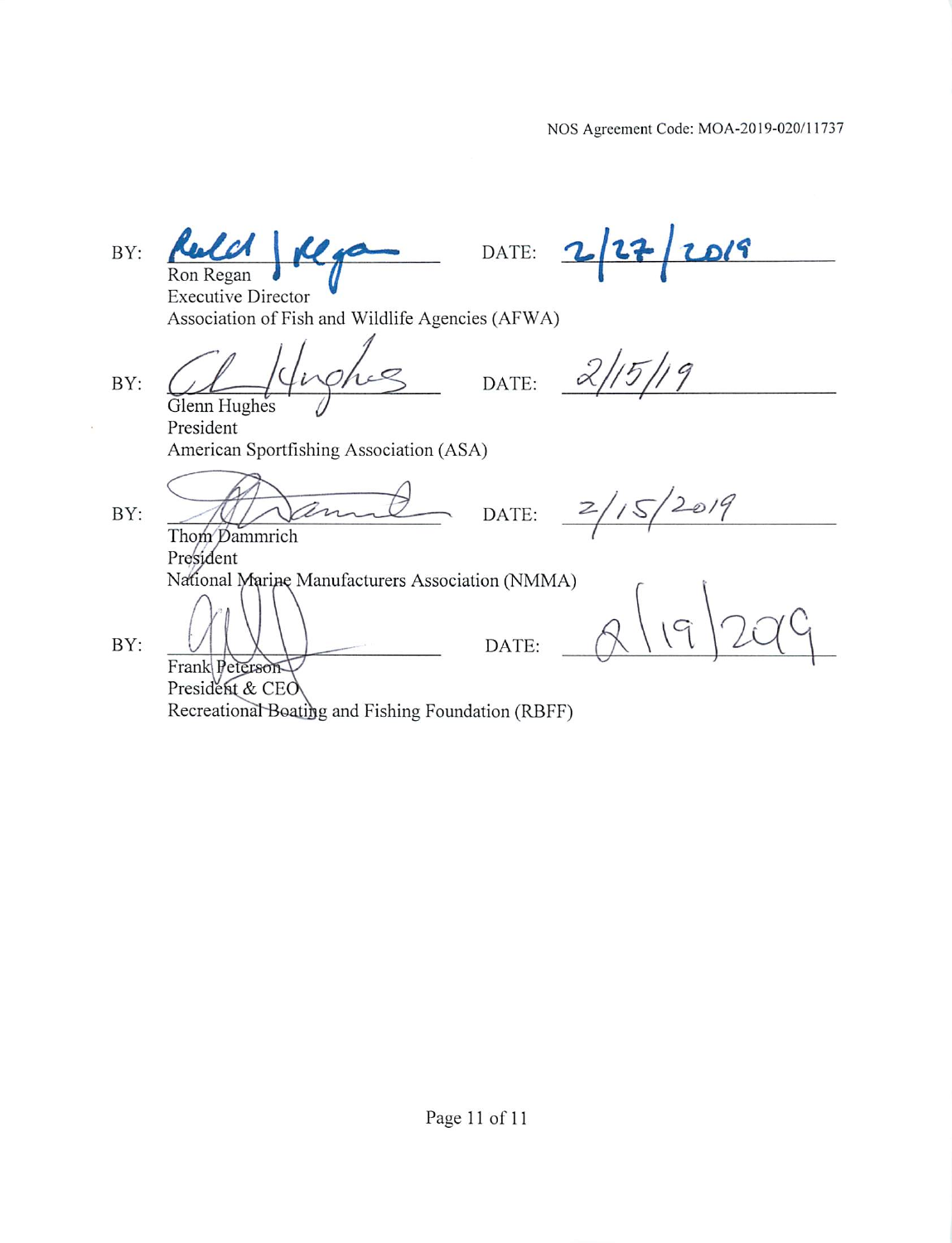NOS Agreement Code: MOA-2019-020/11737

BY: ______________________ DATE: 2/27/2019
Ron Regan
Executive Director
Association of Fish and Wildlife Agencies (AFWA)

BY: ______________________ DATE: 2/15/19
Glenn Hughes
President
American Sportfishing Association (ASA)

BY: ______________________ DATE: 2/15/2019
Thom Dammrich
President
National Marine Manufacturers Association (NMMA)

BY: ______________________ DATE: 2/19/2019
Frank Peterson
President & CEO
Recreational Boating and Fishing Foundation (RBFF)